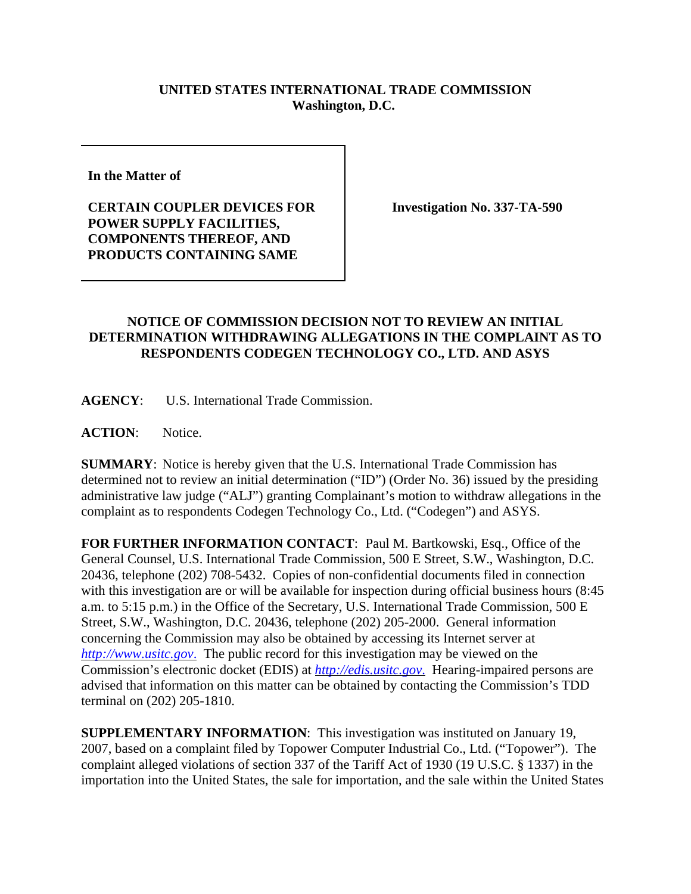**UNITED STATES INTERNATIONAL TRADE COMMISSION**
**Washington, D.C.**

| | |
|---|---|
| **In the Matter of**<br><br>**CERTAIN COUPLER DEVICES FOR POWER SUPPLY FACILITIES, COMPONENTS THEREOF, AND PRODUCTS CONTAINING SAME** | **Investigation No. 337-TA-590** |

**NOTICE OF COMMISSION DECISION NOT TO REVIEW AN INITIAL DETERMINATION WITHDRAWING ALLEGATIONS IN THE COMPLAINT AS TO RESPONDENTS CODEGEN TECHNOLOGY CO., LTD. AND ASYS**

**AGENCY**: U.S. International Trade Commission.

**ACTION**: Notice.

**SUMMARY**: Notice is hereby given that the U.S. International Trade Commission has determined not to review an initial determination ("ID") (Order No. 36) issued by the presiding administrative law judge ("ALJ") granting Complainant's motion to withdraw allegations in the complaint as to respondents Codegen Technology Co., Ltd. ("Codegen") and ASYS.

**FOR FURTHER INFORMATION CONTACT**: Paul M. Bartkowski, Esq., Office of the General Counsel, U.S. International Trade Commission, 500 E Street, S.W., Washington, D.C. 20436, telephone (202) 708-5432. Copies of non-confidential documents filed in connection with this investigation are or will be available for inspection during official business hours (8:45 a.m. to 5:15 p.m.) in the Office of the Secretary, U.S. International Trade Commission, 500 E Street, S.W., Washington, D.C. 20436, telephone (202) 205-2000. General information concerning the Commission may also be obtained by accessing its Internet server at *http://www.usitc.gov*. The public record for this investigation may be viewed on the Commission's electronic docket (EDIS) at *http://edis.usitc.gov*. Hearing-impaired persons are advised that information on this matter can be obtained by contacting the Commission's TDD terminal on (202) 205-1810.

**SUPPLEMENTARY INFORMATION**: This investigation was instituted on January 19, 2007, based on a complaint filed by Topower Computer Industrial Co., Ltd. ("Topower"). The complaint alleged violations of section 337 of the Tariff Act of 1930 (19 U.S.C. § 1337) in the importation into the United States, the sale for importation, and the sale within the United States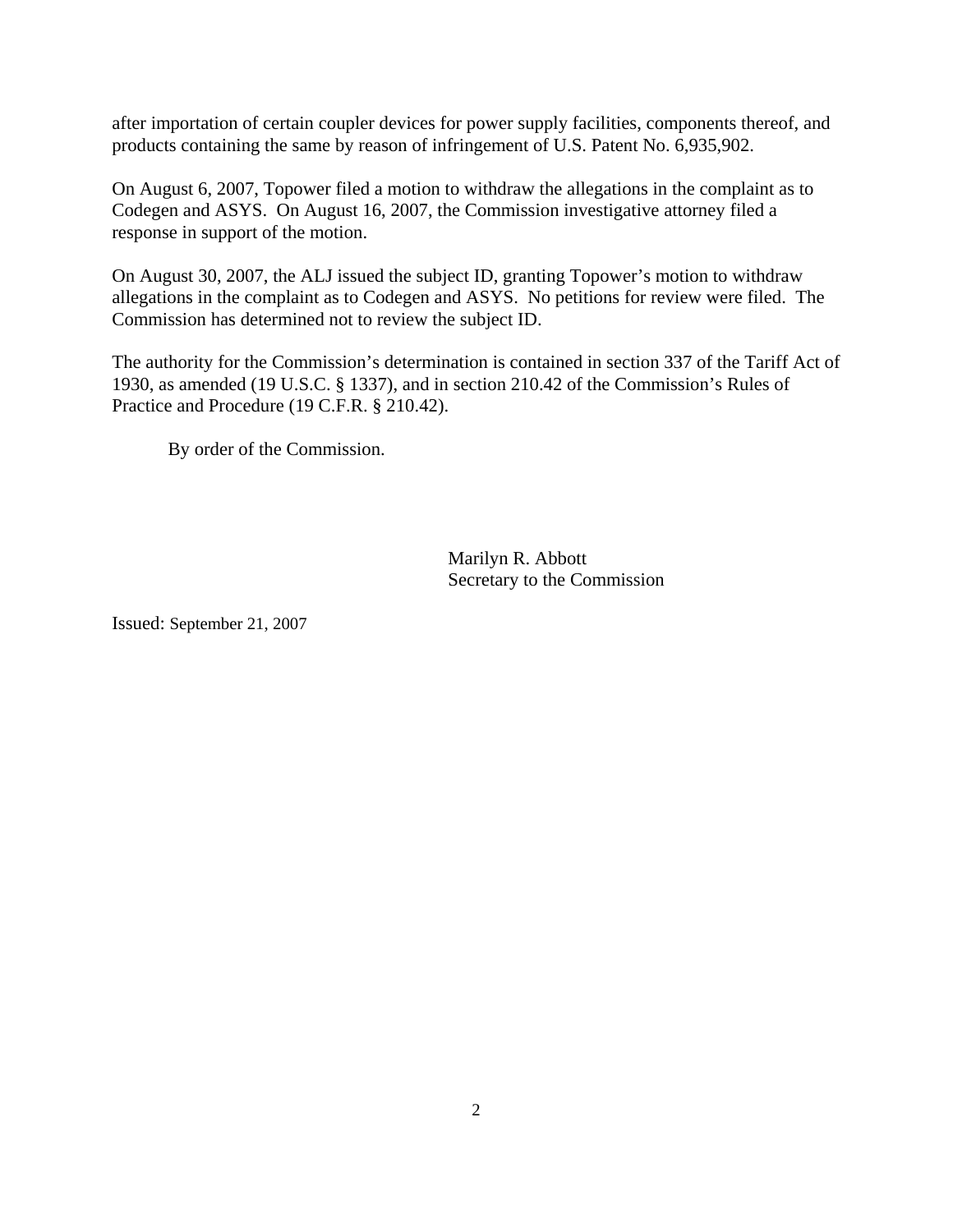after importation of certain coupler devices for power supply facilities, components thereof, and products containing the same by reason of infringement of U.S. Patent No. 6,935,902.

On August 6, 2007, Topower filed a motion to withdraw the allegations in the complaint as to Codegen and ASYS. On August 16, 2007, the Commission investigative attorney filed a response in support of the motion.

On August 30, 2007, the ALJ issued the subject ID, granting Topower's motion to withdraw allegations in the complaint as to Codegen and ASYS. No petitions for review were filed. The Commission has determined not to review the subject ID.

The authority for the Commission's determination is contained in section 337 of the Tariff Act of 1930, as amended (19 U.S.C. § 1337), and in section 210.42 of the Commission's Rules of Practice and Procedure (19 C.F.R. § 210.42).

By order of the Commission.

Marilyn R. Abbott
Secretary to the Commission

Issued: September 21, 2007